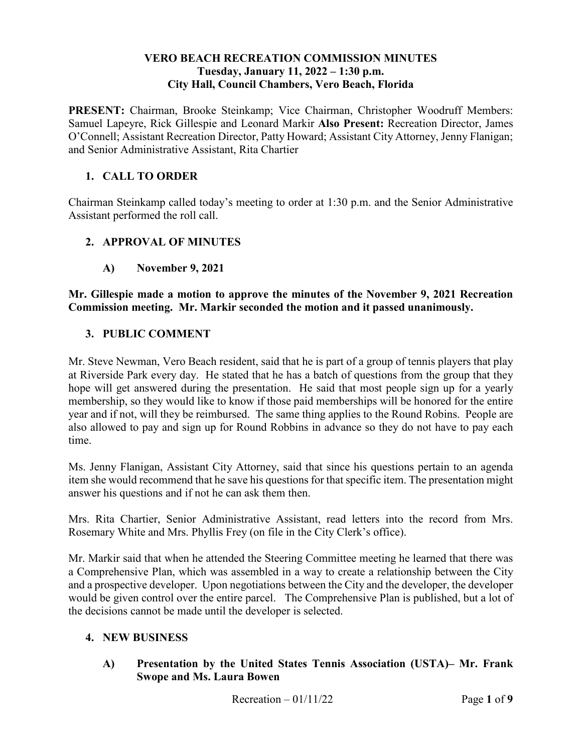# VERO BEACH RECREATION COMMISSION MINUTES
## Tuesday, January 11, 2022 – 1:30 p.m.
## City Hall, Council Chambers, Vero Beach, Florida

**PRESENT:** Chairman, Brooke Steinkamp; Vice Chairman, Christopher Woodruff Members: Samuel Lapeyre, Rick Gillespie and Leonard Markir **Also Present:** Recreation Director, James O'Connell; Assistant Recreation Director, Patty Howard; Assistant City Attorney, Jenny Flanigan; and Senior Administrative Assistant, Rita Chartier

## 1. CALL TO ORDER

Chairman Steinkamp called today's meeting to order at 1:30 p.m. and the Senior Administrative Assistant performed the roll call.

## 2. APPROVAL OF MINUTES

### A) November 9, 2021

**Mr. Gillespie made a motion to approve the minutes of the November 9, 2021 Recreation Commission meeting. Mr. Markir seconded the motion and it passed unanimously.**

## 3. PUBLIC COMMENT

Mr. Steve Newman, Vero Beach resident, said that he is part of a group of tennis players that play at Riverside Park every day. He stated that he has a batch of questions from the group that they hope will get answered during the presentation. He said that most people sign up for a yearly membership, so they would like to know if those paid memberships will be honored for the entire year and if not, will they be reimbursed. The same thing applies to the Round Robins. People are also allowed to pay and sign up for Round Robbins in advance so they do not have to pay each time.

Ms. Jenny Flanigan, Assistant City Attorney, said that since his questions pertain to an agenda item she would recommend that he save his questions for that specific item. The presentation might answer his questions and if not he can ask them then.

Mrs. Rita Chartier, Senior Administrative Assistant, read letters into the record from Mrs. Rosemary White and Mrs. Phyllis Frey (on file in the City Clerk's office).

Mr. Markir said that when he attended the Steering Committee meeting he learned that there was a Comprehensive Plan, which was assembled in a way to create a relationship between the City and a prospective developer. Upon negotiations between the City and the developer, the developer would be given control over the entire parcel. The Comprehensive Plan is published, but a lot of the decisions cannot be made until the developer is selected.

## 4. NEW BUSINESS

### A) Presentation by the United States Tennis Association (USTA)– Mr. Frank Swope and Ms. Laura Bowen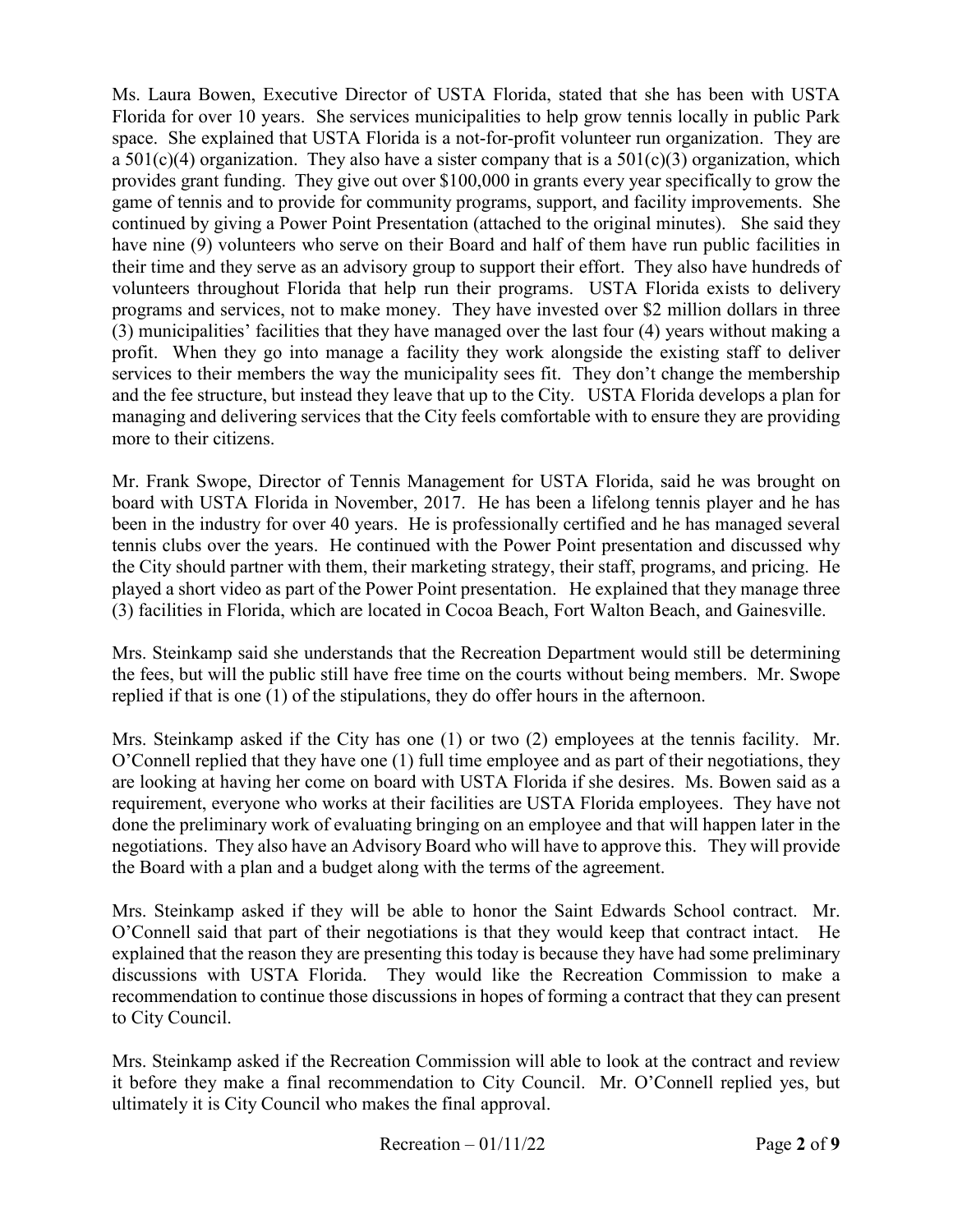Ms. Laura Bowen, Executive Director of USTA Florida, stated that she has been with USTA Florida for over 10 years. She services municipalities to help grow tennis locally in public Park space. She explained that USTA Florida is a not-for-profit volunteer run organization. They are a 501(c)(4) organization. They also have a sister company that is a 501(c)(3) organization, which provides grant funding. They give out over $100,000 in grants every year specifically to grow the game of tennis and to provide for community programs, support, and facility improvements. She continued by giving a Power Point Presentation (attached to the original minutes). She said they have nine (9) volunteers who serve on their Board and half of them have run public facilities in their time and they serve as an advisory group to support their effort. They also have hundreds of volunteers throughout Florida that help run their programs. USTA Florida exists to delivery programs and services, not to make money. They have invested over $2 million dollars in three (3) municipalities' facilities that they have managed over the last four (4) years without making a profit. When they go into manage a facility they work alongside the existing staff to deliver services to their members the way the municipality sees fit. They don't change the membership and the fee structure, but instead they leave that up to the City. USTA Florida develops a plan for managing and delivering services that the City feels comfortable with to ensure they are providing more to their citizens.

Mr. Frank Swope, Director of Tennis Management for USTA Florida, said he was brought on board with USTA Florida in November, 2017. He has been a lifelong tennis player and he has been in the industry for over 40 years. He is professionally certified and he has managed several tennis clubs over the years. He continued with the Power Point presentation and discussed why the City should partner with them, their marketing strategy, their staff, programs, and pricing. He played a short video as part of the Power Point presentation. He explained that they manage three (3) facilities in Florida, which are located in Cocoa Beach, Fort Walton Beach, and Gainesville.

Mrs. Steinkamp said she understands that the Recreation Department would still be determining the fees, but will the public still have free time on the courts without being members. Mr. Swope replied if that is one (1) of the stipulations, they do offer hours in the afternoon.

Mrs. Steinkamp asked if the City has one (1) or two (2) employees at the tennis facility. Mr. O'Connell replied that they have one (1) full time employee and as part of their negotiations, they are looking at having her come on board with USTA Florida if she desires. Ms. Bowen said as a requirement, everyone who works at their facilities are USTA Florida employees. They have not done the preliminary work of evaluating bringing on an employee and that will happen later in the negotiations. They also have an Advisory Board who will have to approve this. They will provide the Board with a plan and a budget along with the terms of the agreement.

Mrs. Steinkamp asked if they will be able to honor the Saint Edwards School contract. Mr. O'Connell said that part of their negotiations is that they would keep that contract intact. He explained that the reason they are presenting this today is because they have had some preliminary discussions with USTA Florida. They would like the Recreation Commission to make a recommendation to continue those discussions in hopes of forming a contract that they can present to City Council.

Mrs. Steinkamp asked if the Recreation Commission will able to look at the contract and review it before they make a final recommendation to City Council. Mr. O'Connell replied yes, but ultimately it is City Council who makes the final approval.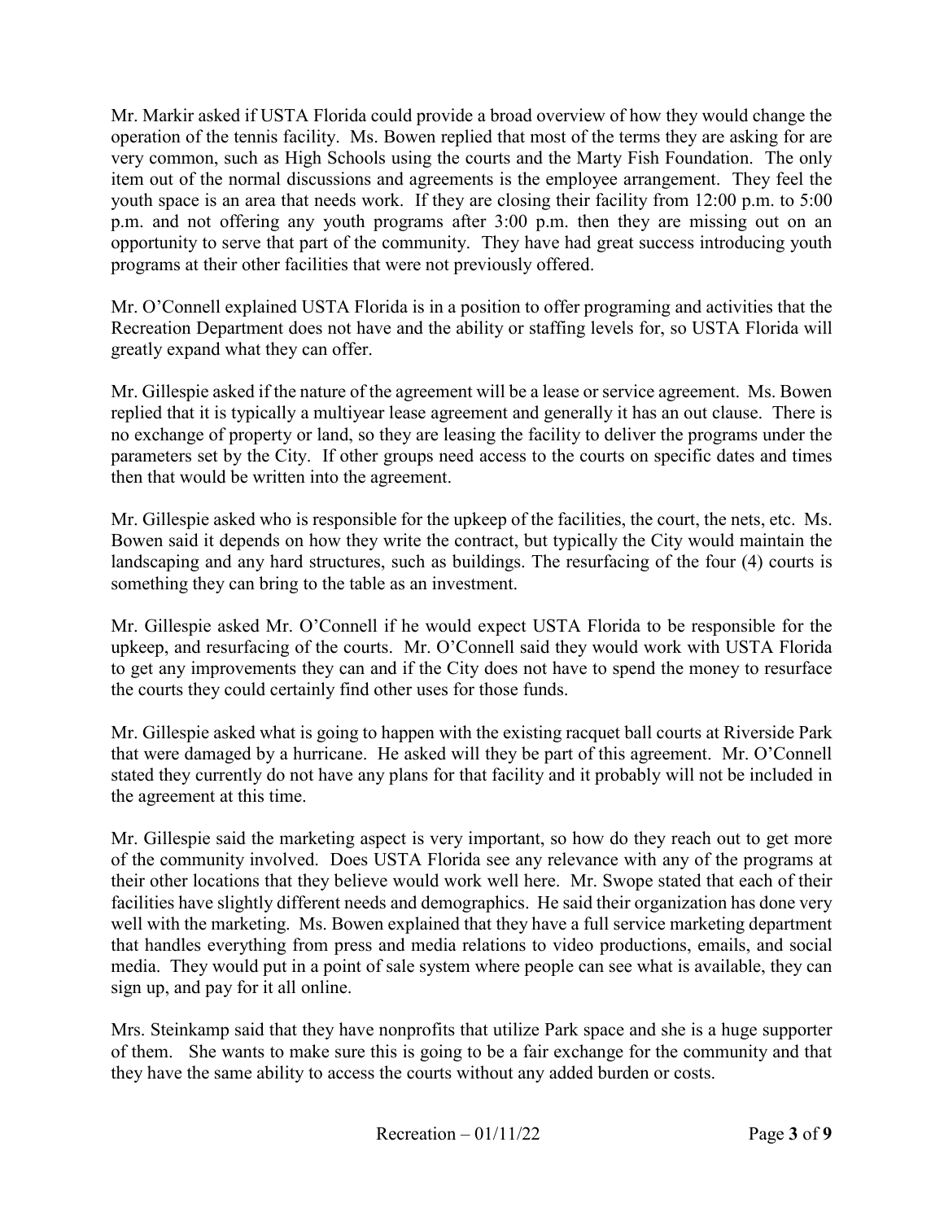Mr. Markir asked if USTA Florida could provide a broad overview of how they would change the operation of the tennis facility. Ms. Bowen replied that most of the terms they are asking for are very common, such as High Schools using the courts and the Marty Fish Foundation. The only item out of the normal discussions and agreements is the employee arrangement. They feel the youth space is an area that needs work. If they are closing their facility from 12:00 p.m. to 5:00 p.m. and not offering any youth programs after 3:00 p.m. then they are missing out on an opportunity to serve that part of the community. They have had great success introducing youth programs at their other facilities that were not previously offered.

Mr. O'Connell explained USTA Florida is in a position to offer programing and activities that the Recreation Department does not have and the ability or staffing levels for, so USTA Florida will greatly expand what they can offer.

Mr. Gillespie asked if the nature of the agreement will be a lease or service agreement. Ms. Bowen replied that it is typically a multiyear lease agreement and generally it has an out clause. There is no exchange of property or land, so they are leasing the facility to deliver the programs under the parameters set by the City. If other groups need access to the courts on specific dates and times then that would be written into the agreement.

Mr. Gillespie asked who is responsible for the upkeep of the facilities, the court, the nets, etc. Ms. Bowen said it depends on how they write the contract, but typically the City would maintain the landscaping and any hard structures, such as buildings. The resurfacing of the four (4) courts is something they can bring to the table as an investment.

Mr. Gillespie asked Mr. O'Connell if he would expect USTA Florida to be responsible for the upkeep, and resurfacing of the courts. Mr. O'Connell said they would work with USTA Florida to get any improvements they can and if the City does not have to spend the money to resurface the courts they could certainly find other uses for those funds.

Mr. Gillespie asked what is going to happen with the existing racquet ball courts at Riverside Park that were damaged by a hurricane. He asked will they be part of this agreement. Mr. O'Connell stated they currently do not have any plans for that facility and it probably will not be included in the agreement at this time.

Mr. Gillespie said the marketing aspect is very important, so how do they reach out to get more of the community involved. Does USTA Florida see any relevance with any of the programs at their other locations that they believe would work well here. Mr. Swope stated that each of their facilities have slightly different needs and demographics. He said their organization has done very well with the marketing. Ms. Bowen explained that they have a full service marketing department that handles everything from press and media relations to video productions, emails, and social media. They would put in a point of sale system where people can see what is available, they can sign up, and pay for it all online.

Mrs. Steinkamp said that they have nonprofits that utilize Park space and she is a huge supporter of them. She wants to make sure this is going to be a fair exchange for the community and that they have the same ability to access the courts without any added burden or costs.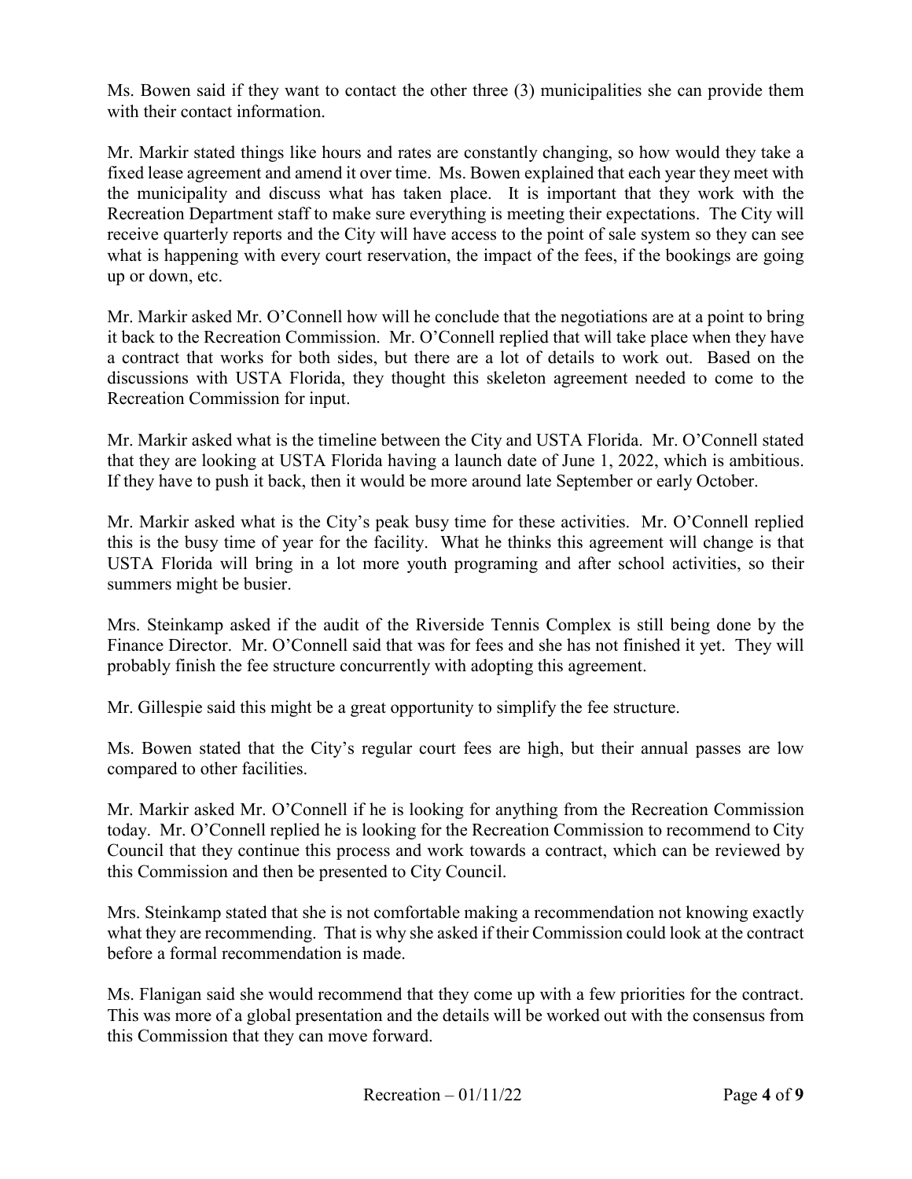Ms. Bowen said if they want to contact the other three (3) municipalities she can provide them with their contact information.

Mr. Markir stated things like hours and rates are constantly changing, so how would they take a fixed lease agreement and amend it over time. Ms. Bowen explained that each year they meet with the municipality and discuss what has taken place. It is important that they work with the Recreation Department staff to make sure everything is meeting their expectations. The City will receive quarterly reports and the City will have access to the point of sale system so they can see what is happening with every court reservation, the impact of the fees, if the bookings are going up or down, etc.

Mr. Markir asked Mr. O'Connell how will he conclude that the negotiations are at a point to bring it back to the Recreation Commission. Mr. O'Connell replied that will take place when they have a contract that works for both sides, but there are a lot of details to work out. Based on the discussions with USTA Florida, they thought this skeleton agreement needed to come to the Recreation Commission for input.

Mr. Markir asked what is the timeline between the City and USTA Florida. Mr. O'Connell stated that they are looking at USTA Florida having a launch date of June 1, 2022, which is ambitious. If they have to push it back, then it would be more around late September or early October.

Mr. Markir asked what is the City's peak busy time for these activities. Mr. O'Connell replied this is the busy time of year for the facility. What he thinks this agreement will change is that USTA Florida will bring in a lot more youth programing and after school activities, so their summers might be busier.

Mrs. Steinkamp asked if the audit of the Riverside Tennis Complex is still being done by the Finance Director. Mr. O'Connell said that was for fees and she has not finished it yet. They will probably finish the fee structure concurrently with adopting this agreement.

Mr. Gillespie said this might be a great opportunity to simplify the fee structure.

Ms. Bowen stated that the City's regular court fees are high, but their annual passes are low compared to other facilities.

Mr. Markir asked Mr. O'Connell if he is looking for anything from the Recreation Commission today. Mr. O'Connell replied he is looking for the Recreation Commission to recommend to City Council that they continue this process and work towards a contract, which can be reviewed by this Commission and then be presented to City Council.

Mrs. Steinkamp stated that she is not comfortable making a recommendation not knowing exactly what they are recommending. That is why she asked if their Commission could look at the contract before a formal recommendation is made.

Ms. Flanigan said she would recommend that they come up with a few priorities for the contract. This was more of a global presentation and the details will be worked out with the consensus from this Commission that they can move forward.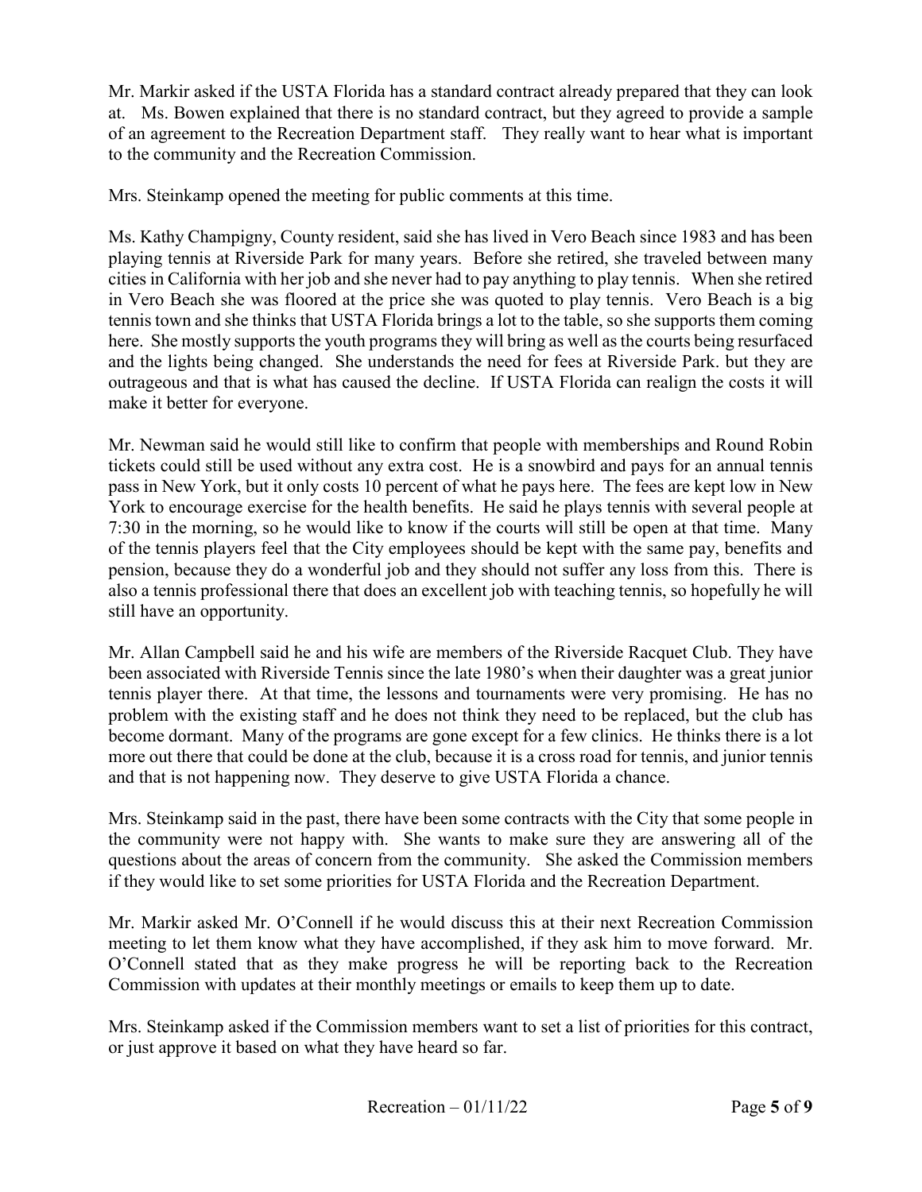Mr. Markir asked if the USTA Florida has a standard contract already prepared that they can look at. Ms. Bowen explained that there is no standard contract, but they agreed to provide a sample of an agreement to the Recreation Department staff. They really want to hear what is important to the community and the Recreation Commission.

Mrs. Steinkamp opened the meeting for public comments at this time.

Ms. Kathy Champigny, County resident, said she has lived in Vero Beach since 1983 and has been playing tennis at Riverside Park for many years. Before she retired, she traveled between many cities in California with her job and she never had to pay anything to play tennis. When she retired in Vero Beach she was floored at the price she was quoted to play tennis. Vero Beach is a big tennis town and she thinks that USTA Florida brings a lot to the table, so she supports them coming here. She mostly supports the youth programs they will bring as well as the courts being resurfaced and the lights being changed. She understands the need for fees at Riverside Park. but they are outrageous and that is what has caused the decline. If USTA Florida can realign the costs it will make it better for everyone.

Mr. Newman said he would still like to confirm that people with memberships and Round Robin tickets could still be used without any extra cost. He is a snowbird and pays for an annual tennis pass in New York, but it only costs 10 percent of what he pays here. The fees are kept low in New York to encourage exercise for the health benefits. He said he plays tennis with several people at 7:30 in the morning, so he would like to know if the courts will still be open at that time. Many of the tennis players feel that the City employees should be kept with the same pay, benefits and pension, because they do a wonderful job and they should not suffer any loss from this. There is also a tennis professional there that does an excellent job with teaching tennis, so hopefully he will still have an opportunity.

Mr. Allan Campbell said he and his wife are members of the Riverside Racquet Club. They have been associated with Riverside Tennis since the late 1980's when their daughter was a great junior tennis player there. At that time, the lessons and tournaments were very promising. He has no problem with the existing staff and he does not think they need to be replaced, but the club has become dormant. Many of the programs are gone except for a few clinics. He thinks there is a lot more out there that could be done at the club, because it is a cross road for tennis, and junior tennis and that is not happening now. They deserve to give USTA Florida a chance.

Mrs. Steinkamp said in the past, there have been some contracts with the City that some people in the community were not happy with. She wants to make sure they are answering all of the questions about the areas of concern from the community. She asked the Commission members if they would like to set some priorities for USTA Florida and the Recreation Department.

Mr. Markir asked Mr. O'Connell if he would discuss this at their next Recreation Commission meeting to let them know what they have accomplished, if they ask him to move forward. Mr. O'Connell stated that as they make progress he will be reporting back to the Recreation Commission with updates at their monthly meetings or emails to keep them up to date.

Mrs. Steinkamp asked if the Commission members want to set a list of priorities for this contract, or just approve it based on what they have heard so far.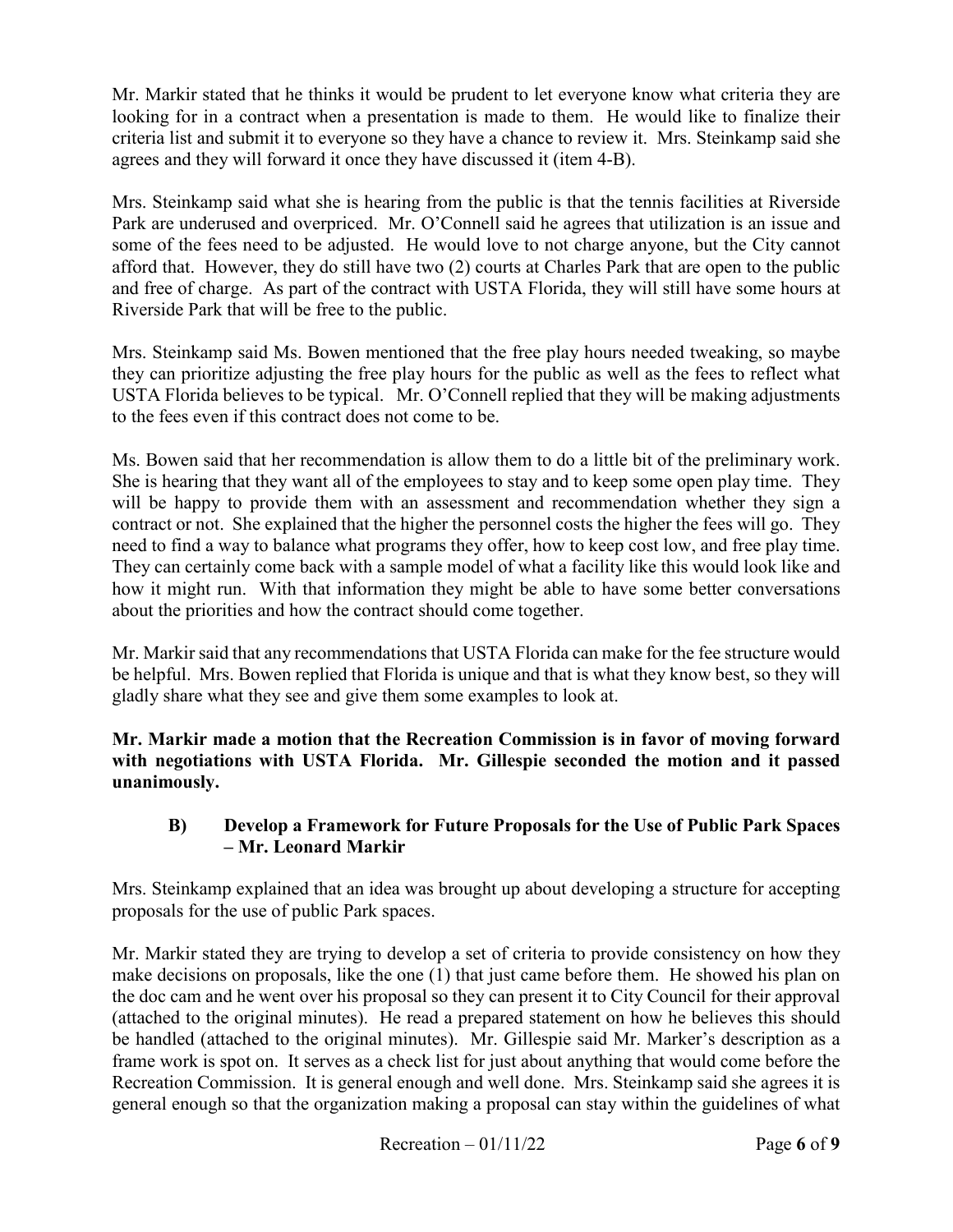Mr. Markir stated that he thinks it would be prudent to let everyone know what criteria they are looking for in a contract when a presentation is made to them. He would like to finalize their criteria list and submit it to everyone so they have a chance to review it. Mrs. Steinkamp said she agrees and they will forward it once they have discussed it (item 4-B).

Mrs. Steinkamp said what she is hearing from the public is that the tennis facilities at Riverside Park are underused and overpriced. Mr. O'Connell said he agrees that utilization is an issue and some of the fees need to be adjusted. He would love to not charge anyone, but the City cannot afford that. However, they do still have two (2) courts at Charles Park that are open to the public and free of charge. As part of the contract with USTA Florida, they will still have some hours at Riverside Park that will be free to the public.

Mrs. Steinkamp said Ms. Bowen mentioned that the free play hours needed tweaking, so maybe they can prioritize adjusting the free play hours for the public as well as the fees to reflect what USTA Florida believes to be typical. Mr. O'Connell replied that they will be making adjustments to the fees even if this contract does not come to be.

Ms. Bowen said that her recommendation is allow them to do a little bit of the preliminary work. She is hearing that they want all of the employees to stay and to keep some open play time. They will be happy to provide them with an assessment and recommendation whether they sign a contract or not. She explained that the higher the personnel costs the higher the fees will go. They need to find a way to balance what programs they offer, how to keep cost low, and free play time. They can certainly come back with a sample model of what a facility like this would look like and how it might run. With that information they might be able to have some better conversations about the priorities and how the contract should come together.

Mr. Markir said that any recommendations that USTA Florida can make for the fee structure would be helpful. Mrs. Bowen replied that Florida is unique and that is what they know best, so they will gladly share what they see and give them some examples to look at.

**Mr. Markir made a motion that the Recreation Commission is in favor of moving forward with negotiations with USTA Florida. Mr. Gillespie seconded the motion and it passed unanimously.**

**B) Develop a Framework for Future Proposals for the Use of Public Park Spaces – Mr. Leonard Markir**

Mrs. Steinkamp explained that an idea was brought up about developing a structure for accepting proposals for the use of public Park spaces.

Mr. Markir stated they are trying to develop a set of criteria to provide consistency on how they make decisions on proposals, like the one (1) that just came before them. He showed his plan on the doc cam and he went over his proposal so they can present it to City Council for their approval (attached to the original minutes). He read a prepared statement on how he believes this should be handled (attached to the original minutes). Mr. Gillespie said Mr. Marker's description as a frame work is spot on. It serves as a check list for just about anything that would come before the Recreation Commission. It is general enough and well done. Mrs. Steinkamp said she agrees it is general enough so that the organization making a proposal can stay within the guidelines of what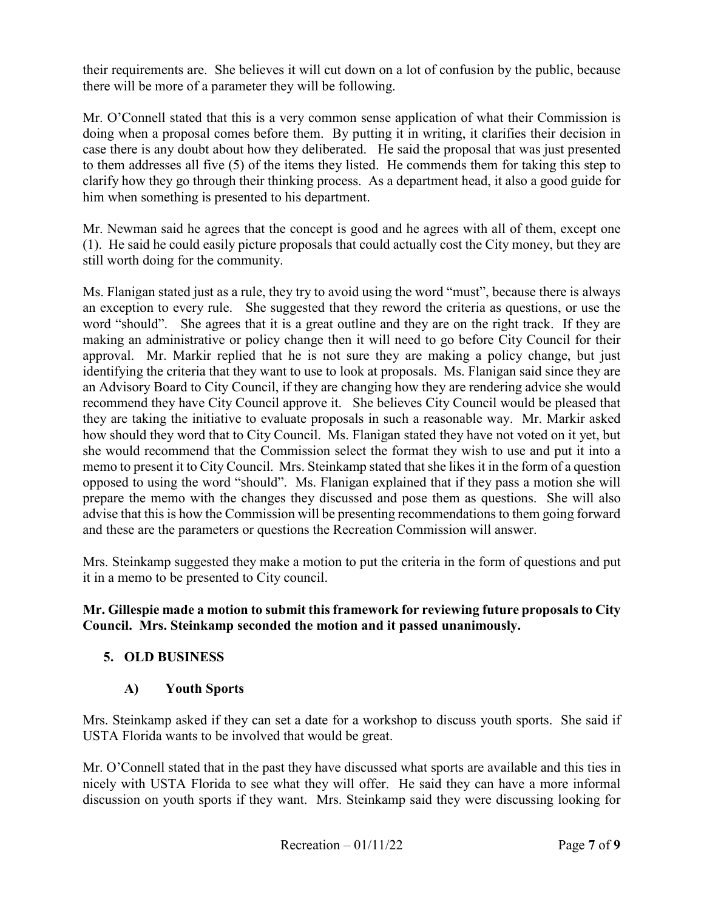their requirements are. She believes it will cut down on a lot of confusion by the public, because there will be more of a parameter they will be following.

Mr. O'Connell stated that this is a very common sense application of what their Commission is doing when a proposal comes before them. By putting it in writing, it clarifies their decision in case there is any doubt about how they deliberated. He said the proposal that was just presented to them addresses all five (5) of the items they listed. He commends them for taking this step to clarify how they go through their thinking process. As a department head, it also a good guide for him when something is presented to his department.

Mr. Newman said he agrees that the concept is good and he agrees with all of them, except one (1). He said he could easily picture proposals that could actually cost the City money, but they are still worth doing for the community.

Ms. Flanigan stated just as a rule, they try to avoid using the word "must", because there is always an exception to every rule. She suggested that they reword the criteria as questions, or use the word "should". She agrees that it is a great outline and they are on the right track. If they are making an administrative or policy change then it will need to go before City Council for their approval. Mr. Markir replied that he is not sure they are making a policy change, but just identifying the criteria that they want to use to look at proposals. Ms. Flanigan said since they are an Advisory Board to City Council, if they are changing how they are rendering advice she would recommend they have City Council approve it. She believes City Council would be pleased that they are taking the initiative to evaluate proposals in such a reasonable way. Mr. Markir asked how should they word that to City Council. Ms. Flanigan stated they have not voted on it yet, but she would recommend that the Commission select the format they wish to use and put it into a memo to present it to City Council. Mrs. Steinkamp stated that she likes it in the form of a question opposed to using the word "should". Ms. Flanigan explained that if they pass a motion she will prepare the memo with the changes they discussed and pose them as questions. She will also advise that this is how the Commission will be presenting recommendations to them going forward and these are the parameters or questions the Recreation Commission will answer.

Mrs. Steinkamp suggested they make a motion to put the criteria in the form of questions and put it in a memo to be presented to City council.

**Mr. Gillespie made a motion to submit this framework for reviewing future proposals to City Council. Mrs. Steinkamp seconded the motion and it passed unanimously.**

## 5. OLD BUSINESS

### A) Youth Sports

Mrs. Steinkamp asked if they can set a date for a workshop to discuss youth sports. She said if USTA Florida wants to be involved that would be great.

Mr. O'Connell stated that in the past they have discussed what sports are available and this ties in nicely with USTA Florida to see what they will offer. He said they can have a more informal discussion on youth sports if they want. Mrs. Steinkamp said they were discussing looking for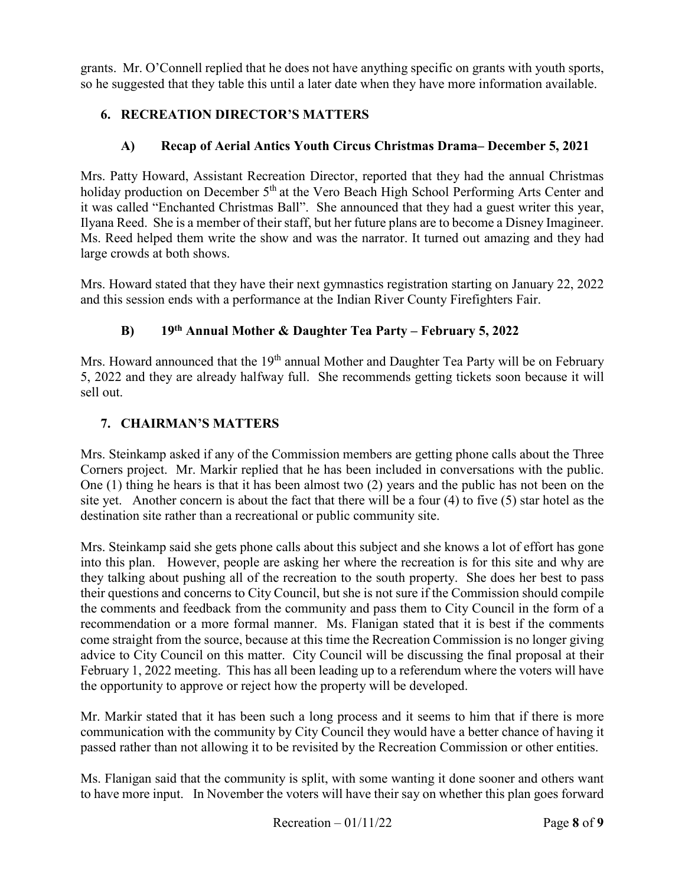grants. Mr. O'Connell replied that he does not have anything specific on grants with youth sports, so he suggested that they table this until a later date when they have more information available.

## 6. RECREATION DIRECTOR'S MATTERS

### A) Recap of Aerial Antics Youth Circus Christmas Drama– December 5, 2021

Mrs. Patty Howard, Assistant Recreation Director, reported that they had the annual Christmas holiday production on December 5th at the Vero Beach High School Performing Arts Center and it was called "Enchanted Christmas Ball". She announced that they had a guest writer this year, Ilyana Reed. She is a member of their staff, but her future plans are to become a Disney Imagineer. Ms. Reed helped them write the show and was the narrator. It turned out amazing and they had large crowds at both shows.

Mrs. Howard stated that they have their next gymnastics registration starting on January 22, 2022 and this session ends with a performance at the Indian River County Firefighters Fair.

### B) 19th Annual Mother & Daughter Tea Party – February 5, 2022

Mrs. Howard announced that the 19th annual Mother and Daughter Tea Party will be on February 5, 2022 and they are already halfway full. She recommends getting tickets soon because it will sell out.

## 7. CHAIRMAN'S MATTERS

Mrs. Steinkamp asked if any of the Commission members are getting phone calls about the Three Corners project. Mr. Markir replied that he has been included in conversations with the public. One (1) thing he hears is that it has been almost two (2) years and the public has not been on the site yet. Another concern is about the fact that there will be a four (4) to five (5) star hotel as the destination site rather than a recreational or public community site.

Mrs. Steinkamp said she gets phone calls about this subject and she knows a lot of effort has gone into this plan. However, people are asking her where the recreation is for this site and why are they talking about pushing all of the recreation to the south property. She does her best to pass their questions and concerns to City Council, but she is not sure if the Commission should compile the comments and feedback from the community and pass them to City Council in the form of a recommendation or a more formal manner. Ms. Flanigan stated that it is best if the comments come straight from the source, because at this time the Recreation Commission is no longer giving advice to City Council on this matter. City Council will be discussing the final proposal at their February 1, 2022 meeting. This has all been leading up to a referendum where the voters will have the opportunity to approve or reject how the property will be developed.

Mr. Markir stated that it has been such a long process and it seems to him that if there is more communication with the community by City Council they would have a better chance of having it passed rather than not allowing it to be revisited by the Recreation Commission or other entities.

Ms. Flanigan said that the community is split, with some wanting it done sooner and others want to have more input. In November the voters will have their say on whether this plan goes forward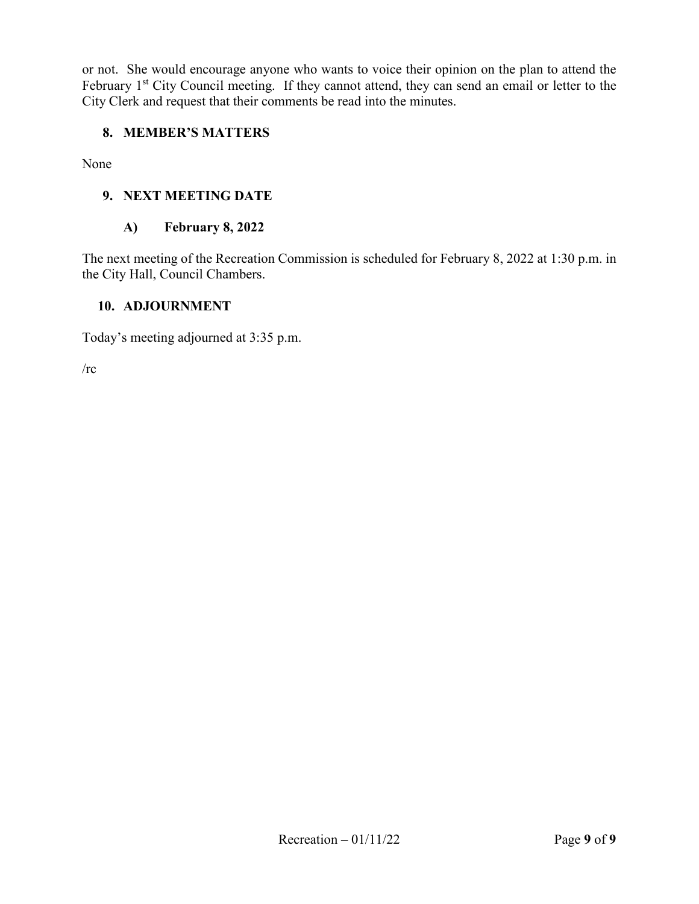or not. She would encourage anyone who wants to voice their opinion on the plan to attend the February 1st City Council meeting. If they cannot attend, they can send an email or letter to the City Clerk and request that their comments be read into the minutes.

## 8. MEMBER'S MATTERS

None

## 9. NEXT MEETING DATE

### A) February 8, 2022

The next meeting of the Recreation Commission is scheduled for February 8, 2022 at 1:30 p.m. in the City Hall, Council Chambers.

## 10. ADJOURNMENT

Today's meeting adjourned at 3:35 p.m.

/rc